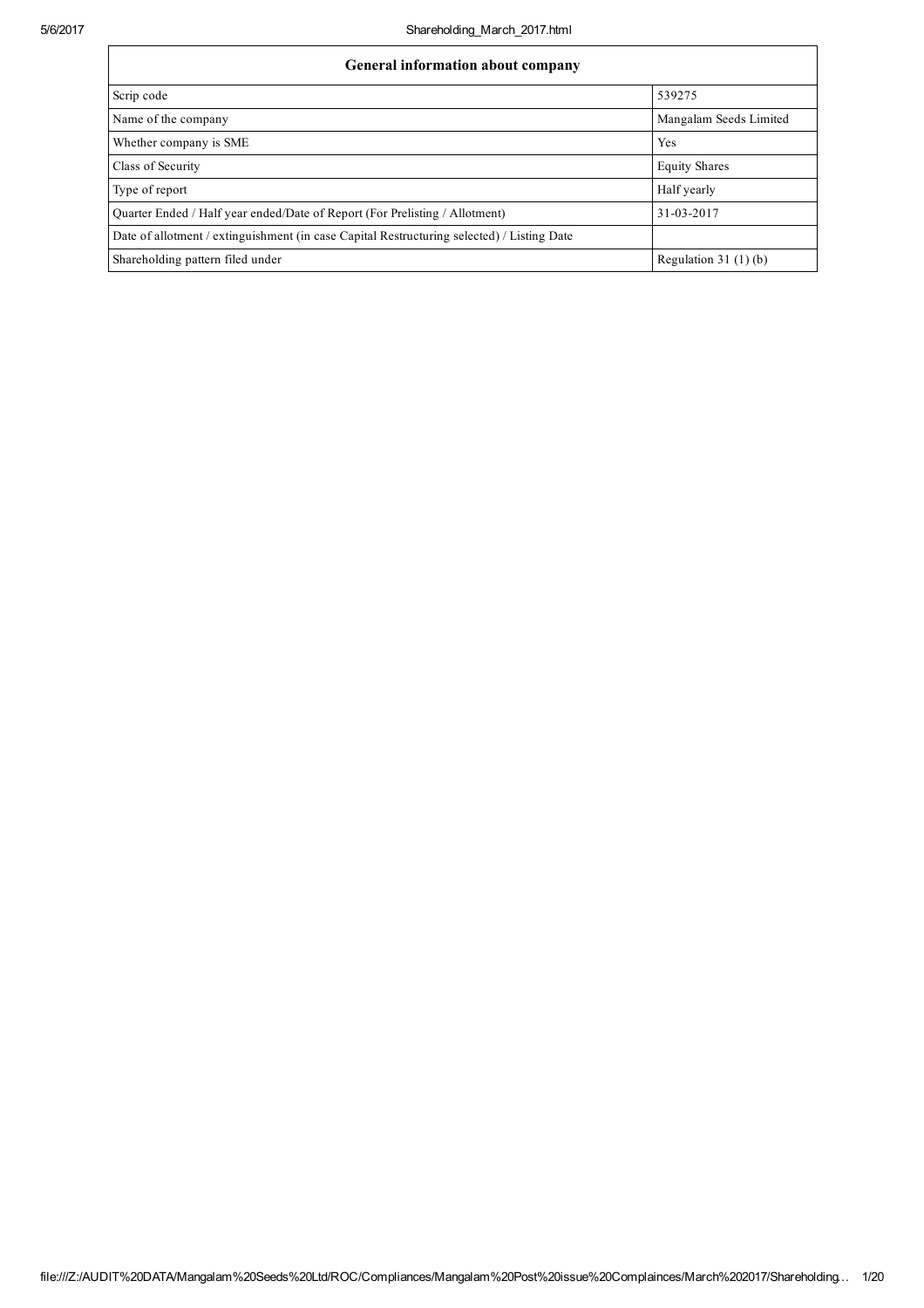| General information about company | |
|---|---|
| Scrip code | 539275 |
| Name of the company | Mangalam Seeds Limited |
| Whether company is SME | Yes |
| Class of Security | Equity Shares |
| Type of report | Half yearly |
| Quarter Ended / Half year ended/Date of Report (For Prelisting / Allotment) | 31-03-2017 |
| Date of allotment / extinguishment (in case Capital Restructuring selected) / Listing Date | |
| Shareholding pattern filed under | Regulation 31 (1) (b) |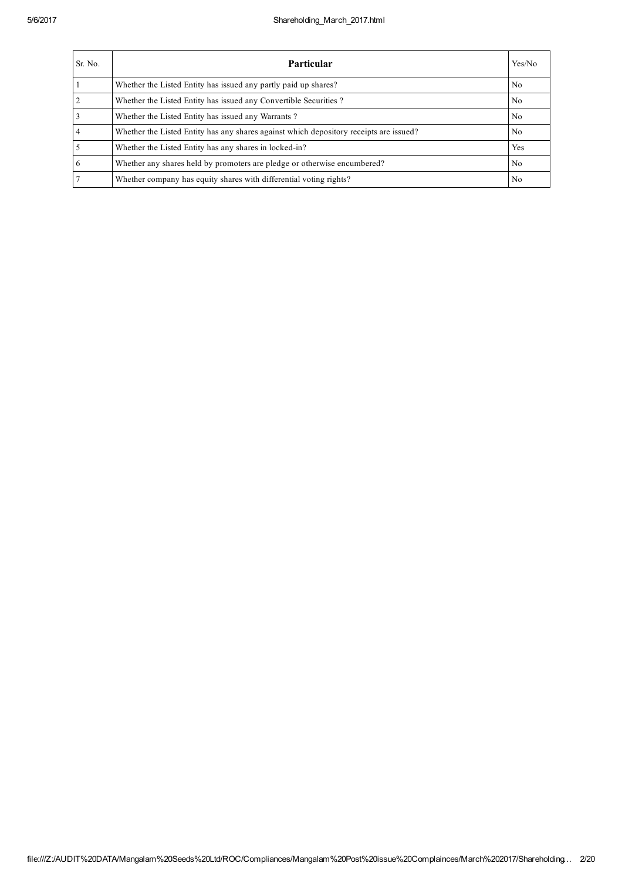| Sr. No. | Particular | Yes/No |
| --- | --- | --- |
| 1 | Whether the Listed Entity has issued any partly paid up shares? | No |
| 2 | Whether the Listed Entity has issued any Convertible Securities ? | No |
| 3 | Whether the Listed Entity has issued any Warrants ? | No |
| 4 | Whether the Listed Entity has any shares against which depository receipts are issued? | No |
| 5 | Whether the Listed Entity has any shares in locked-in? | Yes |
| 6 | Whether any shares held by promoters are pledge or otherwise encumbered? | No |
| 7 | Whether company has equity shares with differential voting rights? | No |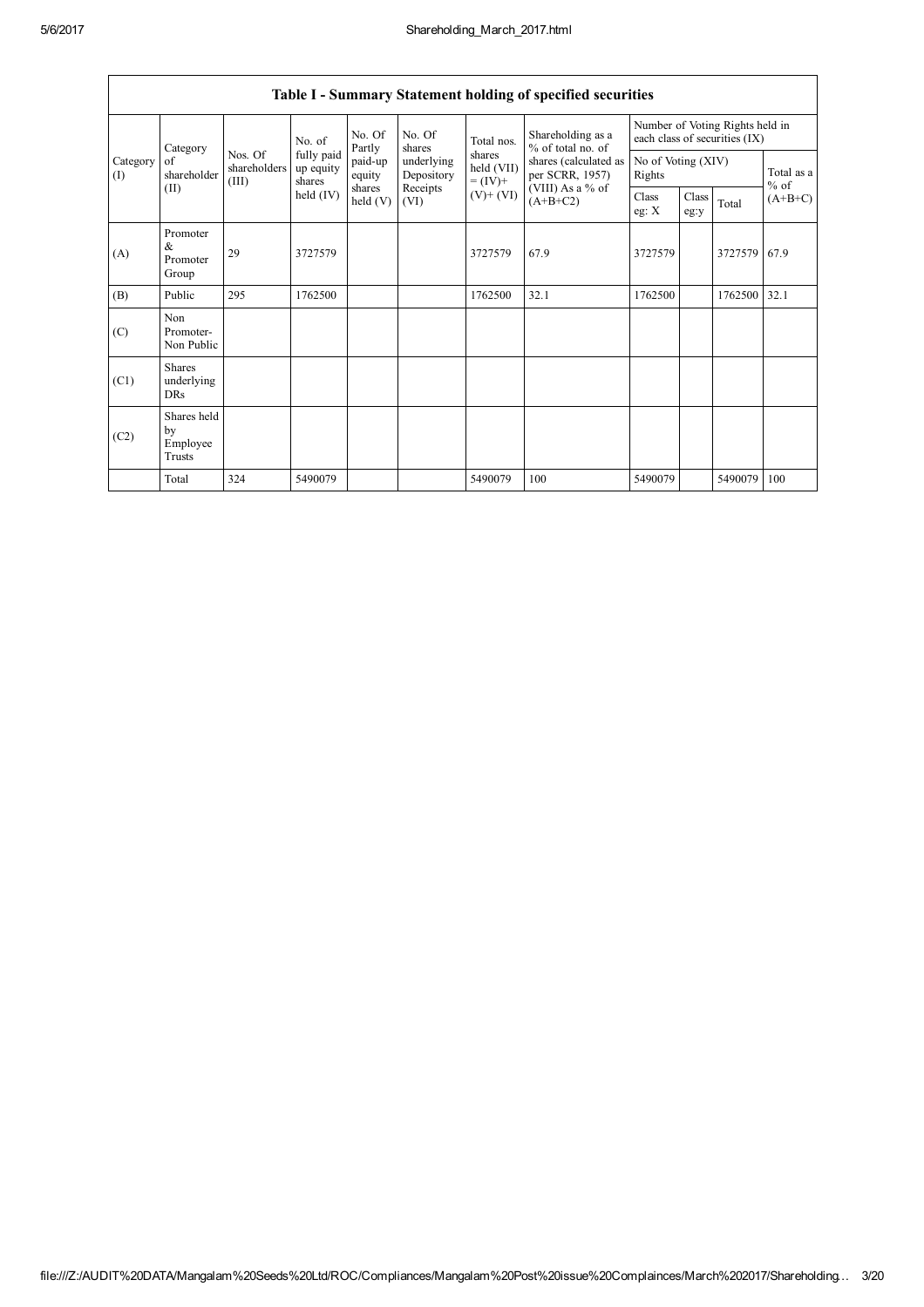## Table I - Summary Statement holding of specified securities

| Category (I) | Category of shareholder (II) | Nos. Of shareholders (III) | No. of fully paid up equity shares held (IV) | No. Of Partly paid-up equity shares held (V) | No. Of shares underlying Depository Receipts (VI) | Total nos. shares held (VII) = (IV)+ (V)+ (VI) | Shareholding as a % of total no. of shares (calculated as per SCRR, 1957) (VIII) As a % of (A+B+C2) | Number of Voting Rights held in each class of securities (IX) | | | |
|---|---|---|---|---|---|---|---|---|---|---|---|
| | | | | | | | | No of Voting (XIV) Rights | | | Total as a % of (A+B+C) |
| | | | | | | | | Class eg: X | Class eg:y | Total | |
| (A) | Promoter & Promoter Group | 29 | 3727579 | | | 3727579 | 67.9 | 3727579 | | 3727579 | 67.9 |
| (B) | Public | 295 | 1762500 | | | 1762500 | 32.1 | 1762500 | | 1762500 | 32.1 |
| (C) | Non Promoter- Non Public | | | | | | | | | | |
| (C1) | Shares underlying DRs | | | | | | | | | | |
| (C2) | Shares held by Employee Trusts | | | | | | | | | | |
| | Total | 324 | 5490079 | | | 5490079 | 100 | 5490079 | | 5490079 | 100 |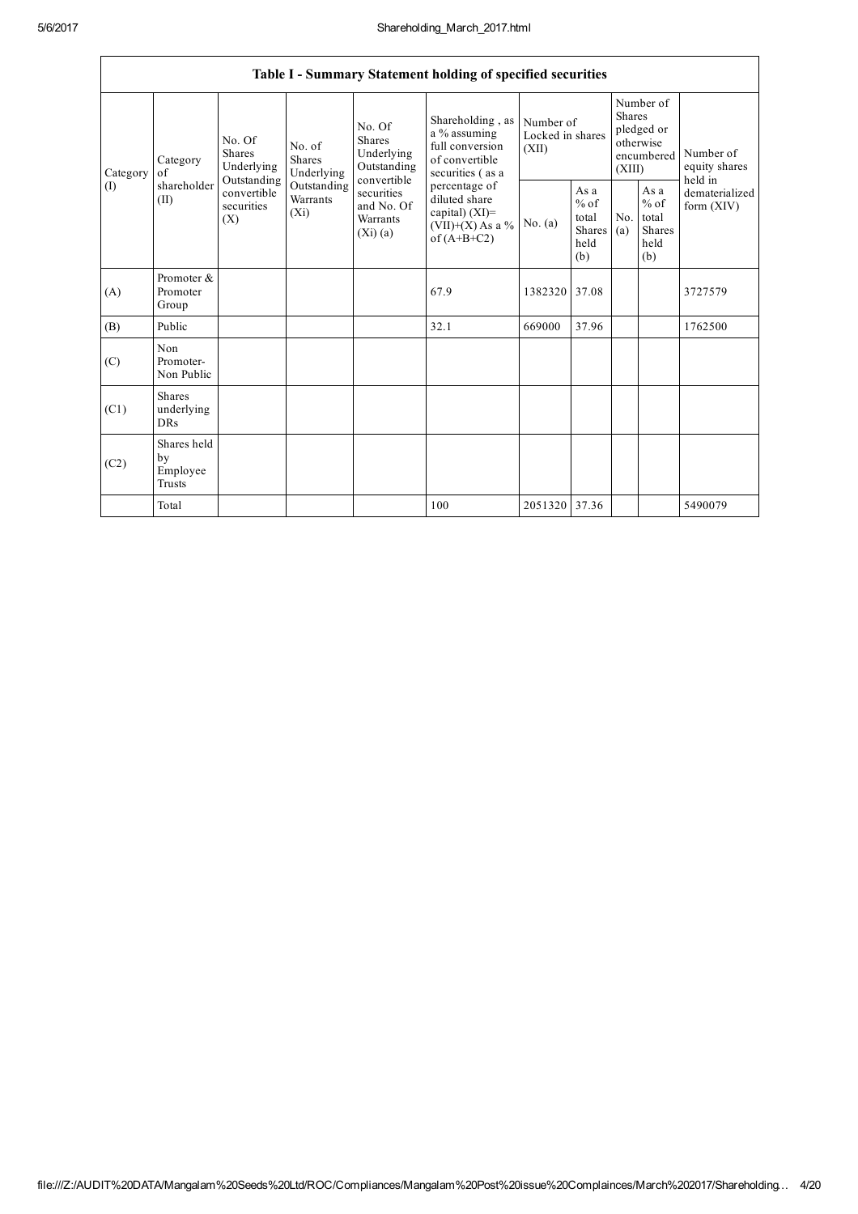| Table I - Summary Statement holding of specified securities | | | | | | | | | | | |
|---|---|---|---|---|---|---|---|---|---|---|---|
| Category (I) | Category of shareholder (II) | No. Of Shares Underlying Outstanding convertible securities (X) | No. of Shares Underlying Outstanding Warrants (Xi) | No. Of Shares Underlying Outstanding convertible securities and No. Of Warrants (Xi) (a) | Shareholding , as a % assuming full conversion of convertible securities ( as a percentage of diluted share capital) (XI)= (VII)+(X) As a % of (A+B+C2) | Number of Locked in shares (XII) | | Number of Shares pledged or otherwise encumbered (XIII) | | Number of equity shares held in dematerialized form (XIV) |
| | | | | | | No. (a) | As a % of total Shares held (b) | No. (a) | As a % of total Shares held (b) | |
| (A) | Promoter & Promoter Group | | | | 67.9 | 1382320 | 37.08 | | | 3727579 |
| (B) | Public | | | | 32.1 | 669000 | 37.96 | | | 1762500 |
| (C) | Non Promoter- Non Public | | | | | | | | | |
| (C1) | Shares underlying DRs | | | | | | | | | |
| (C2) | Shares held by Employee Trusts | | | | | | | | | |
| | Total | | | | 100 | 2051320 | 37.36 | | | 5490079 |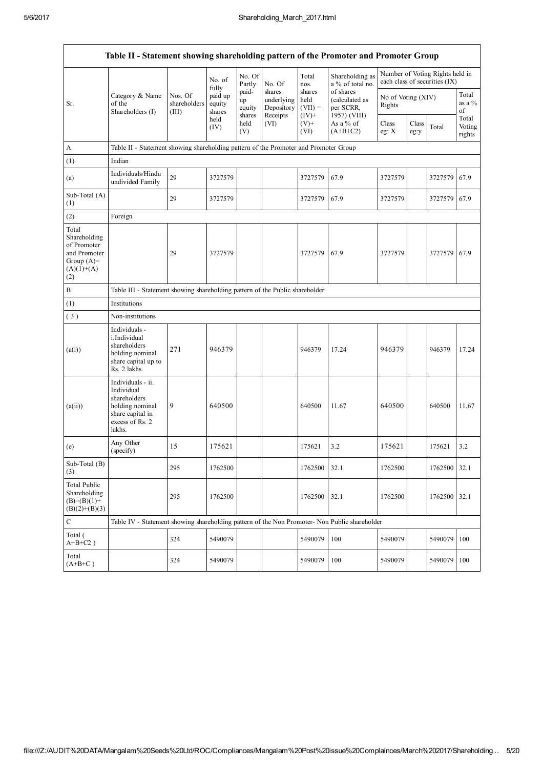| Table II - Statement showing shareholding pattern of the Promoter and Promoter Group | | | | | | | | | | | |
|---|---|---|---|---|---|---|---|---|---|---|---|
| Sr. | Category & Name of the Shareholders (I) | Nos. Of shareholders (III) | No. of fully paid up equity shares held (IV) | No. Of Partly paid-up equity shares held (V) | No. Of shares underlying Depository Receipts (VI) | Total nos. shares held (VII) = (IV)+ (V)+ (VI) | Shareholding as a % of total no. of shares (calculated as per SCRR, 1957) (VIII) As a % of (A+B+C2) | Number of Voting Rights held in each class of securities (IX) | | | |
| | | | | | | | | No of Voting (XIV) Rights | | | Total as a % of Total Voting rights |
| | | | | | | | | Class eg: X | Class eg:y | Total | |
| A | Table II - Statement showing shareholding pattern of the Promoter and Promoter Group | | | | | | | | | | |
| (1) | Indian | | | | | | | | | | |
| (a) | Individuals/Hindu undivided Family | 29 | 3727579 | | | 3727579 | 67.9 | 3727579 | | 3727579 | 67.9 |
| Sub-Total (A)(1) | | 29 | 3727579 | | | 3727579 | 67.9 | 3727579 | | 3727579 | 67.9 |
| (2) | Foreign | | | | | | | | | | |
| Total Shareholding of Promoter and Promoter Group (A)=(A)(1)+(A)(2) | | 29 | 3727579 | | | 3727579 | 67.9 | 3727579 | | 3727579 | 67.9 |
| B | Table III - Statement showing shareholding pattern of the Public shareholder | | | | | | | | | | |
| (1) | Institutions | | | | | | | | | | |
| (3) | Non-institutions | | | | | | | | | | |
| (a(i)) | Individuals - i.Individual shareholders holding nominal share capital up to Rs. 2 lakhs. | 271 | 946379 | | | 946379 | 17.24 | 946379 | | 946379 | 17.24 |
| (a(ii)) | Individuals - ii. Individual shareholders holding nominal share capital in excess of Rs. 2 lakhs. | 9 | 640500 | | | 640500 | 11.67 | 640500 | | 640500 | 11.67 |
| (e) | Any Other (specify) | 15 | 175621 | | | 175621 | 3.2 | 175621 | | 175621 | 3.2 |
| Sub-Total (B)(3) | | 295 | 1762500 | | | 1762500 | 32.1 | 1762500 | | 1762500 | 32.1 |
| Total Public Shareholding (B)=(B)(1)+(B)(2)+(B)(3) | | 295 | 1762500 | | | 1762500 | 32.1 | 1762500 | | 1762500 | 32.1 |
| C | Table IV - Statement showing shareholding pattern of the Non Promoter- Non Public shareholder | | | | | | | | | | |
| Total ( A+B+C2 ) | | 324 | 5490079 | | | 5490079 | 100 | 5490079 | | 5490079 | 100 |
| Total (A+B+C ) | | 324 | 5490079 | | | 5490079 | 100 | 5490079 | | 5490079 | 100 |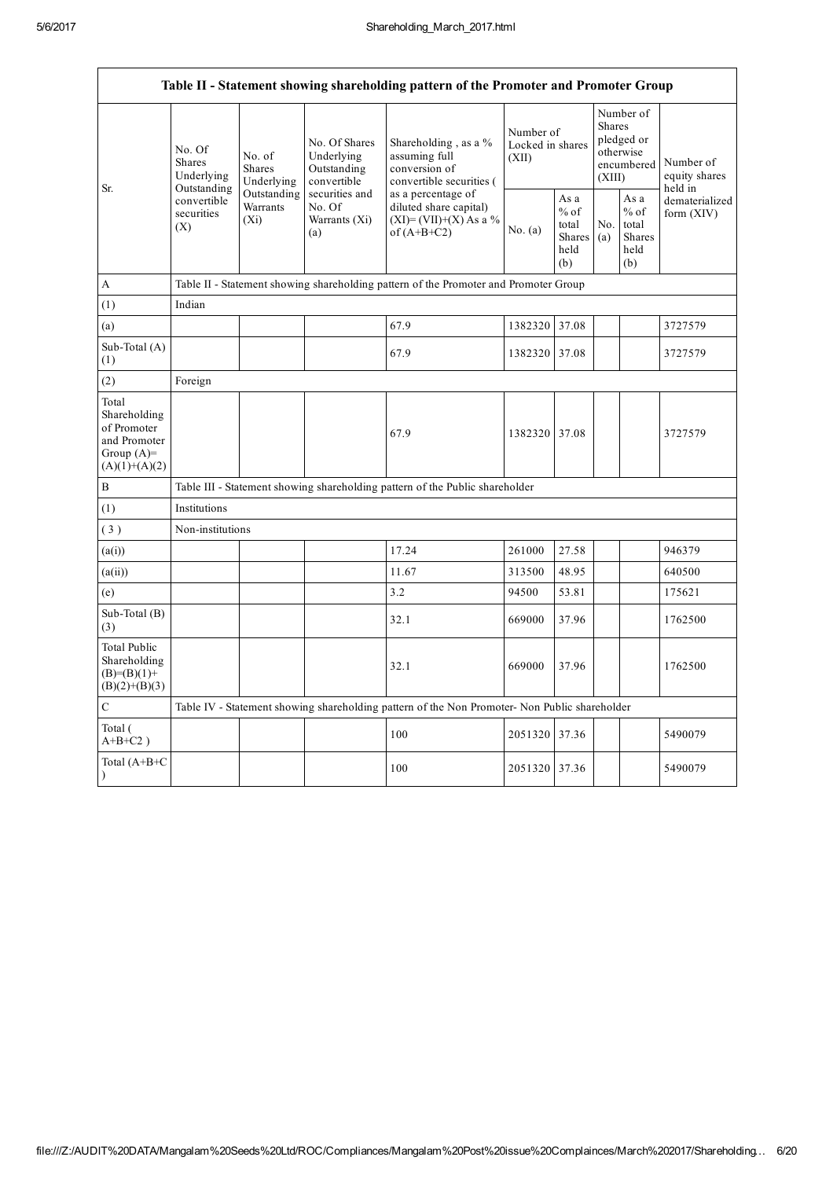| Table II - Statement showing shareholding pattern of the Promoter and Promoter Group | | | | | | | | | |
|---|---|---|---|---|---|---|---|---|---|
| Sr. | No. Of Shares Underlying Outstanding convertible securities (X) | No. of Shares Underlying Outstanding Warrants (Xi) | No. Of Shares Underlying Outstanding convertible securities and No. Of Warrants (Xi) (a) | Shareholding , as a % assuming full conversion of convertible securities ( as a percentage of diluted share capital) (XI)= (VII)+(X) As a % of (A+B+C2) | Number of Locked in shares (XII) | | Number of Shares pledged or otherwise encumbered (XIII) | | Number of equity shares held in dematerialized form (XIV) |
| | | | | | No. (a) | As a % of total Shares held (b) | No. (a) | As a % of total Shares held (b) | |
| A | Table II - Statement showing shareholding pattern of the Promoter and Promoter Group | | | | | | | | |
| (1) | Indian | | | | | | | | |
| (a) | | | | 67.9 | 1382320 | 37.08 | | | 3727579 |
| Sub-Total (A) (1) | | | | 67.9 | 1382320 | 37.08 | | | 3727579 |
| (2) | Foreign | | | | | | | | |
| Total Shareholding of Promoter and Promoter Group (A)= (A)(1)+(A)(2) | | | | 67.9 | 1382320 | 37.08 | | | 3727579 |
| B | Table III - Statement showing shareholding pattern of the Public shareholder | | | | | | | | |
| (1) | Institutions | | | | | | | | |
| (3) | Non-institutions | | | | | | | | |
| (a(i)) | | | | 17.24 | 261000 | 27.58 | | | 946379 |
| (a(ii)) | | | | 11.67 | 313500 | 48.95 | | | 640500 |
| (e) | | | | 3.2 | 94500 | 53.81 | | | 175621 |
| Sub-Total (B) (3) | | | | 32.1 | 669000 | 37.96 | | | 1762500 |
| Total Public Shareholding (B)=(B)(1)+(B)(2)+(B)(3) | | | | 32.1 | 669000 | 37.96 | | | 1762500 |
| C | Table IV - Statement showing shareholding pattern of the Non Promoter- Non Public shareholder | | | | | | | | |
| Total ( A+B+C2 ) | | | | 100 | 2051320 | 37.36 | | | 5490079 |
| Total (A+B+C ) | | | | 100 | 2051320 | 37.36 | | | 5490079 |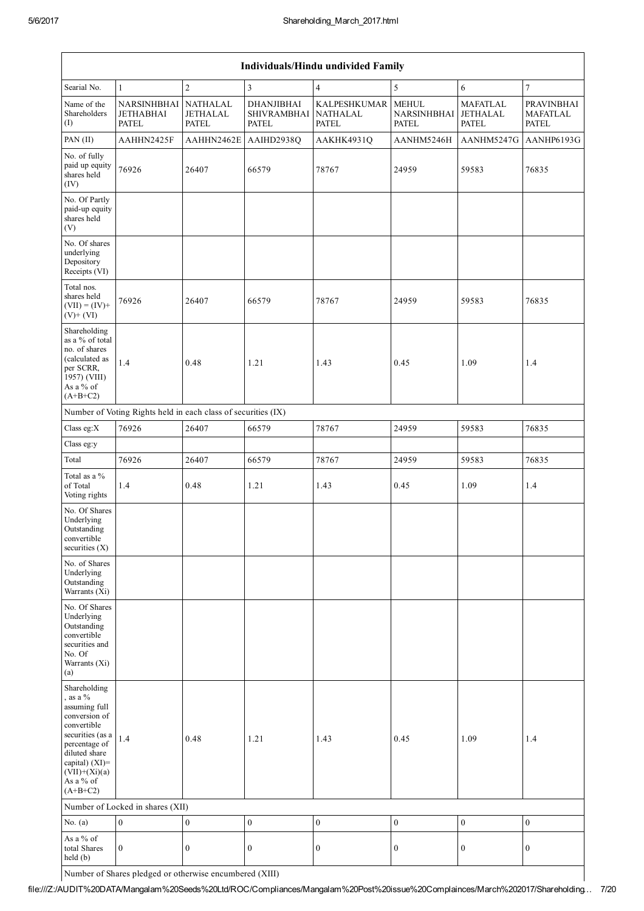| Individuals/Hindu undivided Family | | | | | | | |
|---|---|---|---|---|---|---|---|
| Searial No. | 1 | 2 | 3 | 4 | 5 | 6 | 7 |
| Name of the Shareholders (I) | NARSINHBHAI JETHABHAI PATEL | NATHALAL JETHALAL PATEL | DHANJIBHAI SHIVRAMBHAI PATEL | KALPESHKUMAR NATHALAL PATEL | MEHUL NARSINHBHAI PATEL | MAFATLAL JETHALAL PATEL | PRAVINBHAI MAFATLAL PATEL |
| PAN (II) | AAHHN2425F | AAHHN2462E | AAIHD2938Q | AAKHK4931Q | AANHM5246H | AANHM5247G | AANHP6193G |
| No. of fully paid up equity shares held (IV) | 76926 | 26407 | 66579 | 78767 | 24959 | 59583 | 76835 |
| No. Of Partly paid-up equity shares held (V) | | | | | | | |
| No. Of shares underlying Depository Receipts (VI) | | | | | | | |
| Total nos. shares held (VII) = (IV)+ (V)+ (VI) | 76926 | 26407 | 66579 | 78767 | 24959 | 59583 | 76835 |
| Shareholding as a % of total no. of shares (calculated as per SCRR, 1957) (VIII) As a % of (A+B+C2) | 1.4 | 0.48 | 1.21 | 1.43 | 0.45 | 1.09 | 1.4 |
| Number of Voting Rights held in each class of securities (IX) | | | | | | | |
| Class eg:X | 76926 | 26407 | 66579 | 78767 | 24959 | 59583 | 76835 |
| Class eg:y | | | | | | | |
| Total | 76926 | 26407 | 66579 | 78767 | 24959 | 59583 | 76835 |
| Total as a % of Total Voting rights | 1.4 | 0.48 | 1.21 | 1.43 | 0.45 | 1.09 | 1.4 |
| No. Of Shares Underlying Outstanding convertible securities (X) | | | | | | | |
| No. of Shares Underlying Outstanding Warrants (Xi) | | | | | | | |
| No. Of Shares Underlying Outstanding convertible securities and No. Of Warrants (Xi) (a) | | | | | | | |
| Shareholding , as a % assuming full conversion of convertible securities (as a percentage of diluted share capital) (XI)= (VII)+(Xi)(a) As a % of (A+B+C2) | 1.4 | 0.48 | 1.21 | 1.43 | 0.45 | 1.09 | 1.4 |
| Number of Locked in shares (XII) | | | | | | | |
| No. (a) | 0 | 0 | 0 | 0 | 0 | 0 | 0 |
| As a % of total Shares held (b) | 0 | 0 | 0 | 0 | 0 | 0 | 0 |
| Number of Shares pledged or otherwise encumbered (XIII) | | | | | | | |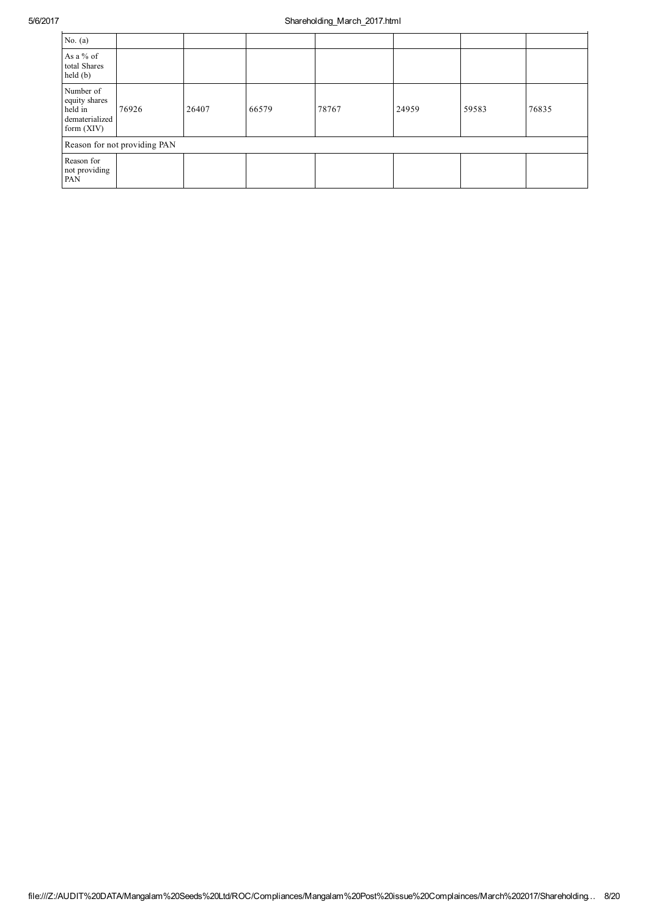| No. (a) | | | | | | | |
|---|---|---|---|---|---|---|---|
| As a % of total Shares held (b) | | | | | | | |
| Number of equity shares held in dematerialized form (XIV) | 76926 | 26407 | 66579 | 78767 | 24959 | 59583 | 76835 |
| Reason for not providing PAN | | | | | | | |
| Reason for not providing PAN | | | | | | | |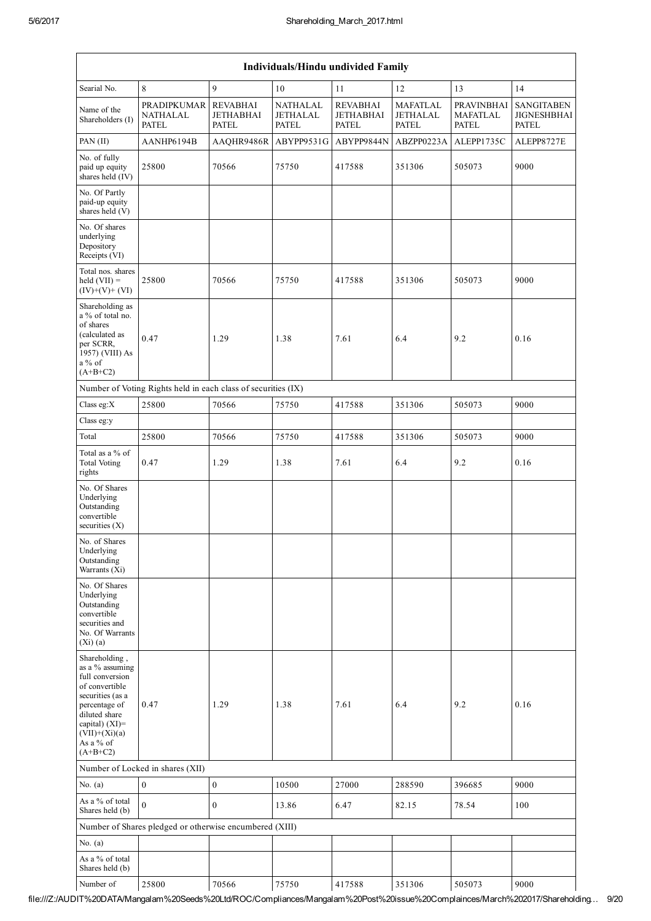| Individuals/Hindu undivided Family | | | | | | | |
|---|---|---|---|---|---|---|---|
| Searial No. | 8 | 9 | 10 | 11 | 12 | 13 | 14 |
| Name of the Shareholders (I) | PRADIPKUMAR NATHALAL PATEL | REVABHAI JETHABHAI PATEL | NATHALAL JETHALAL PATEL | REVABHAI JETHABHAI PATEL | MAFATLAL JETHALAL PATEL | PRAVINBHAI MAFATLAL PATEL | SANGITABEN JIGNESHBHAI PATEL |
| PAN (II) | AANHP6194B | AAQHR9486R | ABYPP9531G | ABYPP9844N | ABZPP0223A | ALEPP1735C | ALEPP8727E |
| No. of fully paid up equity shares held (IV) | 25800 | 70566 | 75750 | 417588 | 351306 | 505073 | 9000 |
| No. Of Partly paid-up equity shares held (V) | | | | | | | |
| No. Of shares underlying Depository Receipts (VI) | | | | | | | |
| Total nos. shares held (VII) = (IV)+(V)+ (VI) | 25800 | 70566 | 75750 | 417588 | 351306 | 505073 | 9000 |
| Shareholding as a % of total no. of shares (calculated as per SCRR, 1957) (VIII) As a % of (A+B+C2) | 0.47 | 1.29 | 1.38 | 7.61 | 6.4 | 9.2 | 0.16 |
| Number of Voting Rights held in each class of securities (IX) | | | | | | | |
| Class eg:X | 25800 | 70566 | 75750 | 417588 | 351306 | 505073 | 9000 |
| Class eg:y | | | | | | | |
| Total | 25800 | 70566 | 75750 | 417588 | 351306 | 505073 | 9000 |
| Total as a % of Total Voting rights | 0.47 | 1.29 | 1.38 | 7.61 | 6.4 | 9.2 | 0.16 |
| No. Of Shares Underlying Outstanding convertible securities (X) | | | | | | | |
| No. of Shares Underlying Outstanding Warrants (Xi) | | | | | | | |
| No. Of Shares Underlying Outstanding convertible securities and No. Of Warrants (Xi) (a) | | | | | | | |
| Shareholding , as a % assuming full conversion of convertible securities (as a percentage of diluted share capital) (XI)= (VII)+(Xi)(a) As a % of (A+B+C2) | 0.47 | 1.29 | 1.38 | 7.61 | 6.4 | 9.2 | 0.16 |
| Number of Locked in shares (XII) | | | | | | | |
| No. (a) | 0 | 0 | 10500 | 27000 | 288590 | 396685 | 9000 |
| As a % of total Shares held (b) | 0 | 0 | 13.86 | 6.47 | 82.15 | 78.54 | 100 |
| Number of Shares pledged or otherwise encumbered (XIII) | | | | | | | |
| No. (a) | | | | | | | |
| As a % of total Shares held (b) | | | | | | | |
| Number of | 25800 | 70566 | 75750 | 417588 | 351306 | 505073 | 9000 |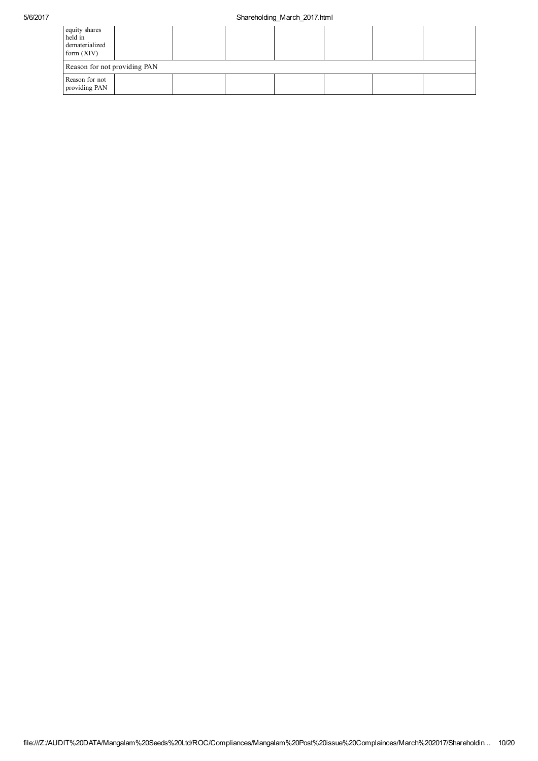| | | | | | | | |
|---|---|---|---|---|---|---|---|
| equity shares held in dematerialized form (XIV) | | | | | | | |
| Reason for not providing PAN | | | | | | | |
| Reason for not providing PAN | | | | | | | |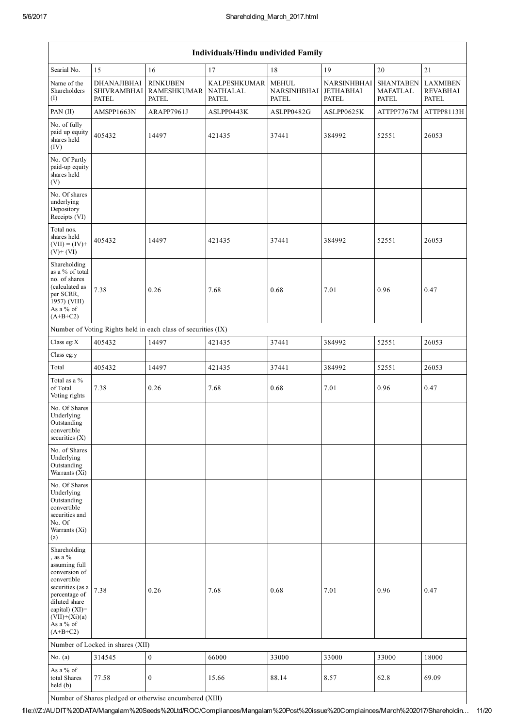| Individuals/Hindu undivided Family | | | | | | | |
|---|---|---|---|---|---|---|---|
| Searial No. | 15 | 16 | 17 | 18 | 19 | 20 | 21 |
| Name of the Shareholders (I) | DHANAJIBHAI SHIVRAMBHAI PATEL | RINKUBEN RAMESHKUMAR PATEL | KALPESHKUMAR NATHALAL PATEL | MEHUL NARSINHBHAI PATEL | NARSINHBHAI JETHABHAI PATEL | SHANTABEN MAFATLAL PATEL | LAXMIBEN REVABHAI PATEL |
| PAN (II) | AMSPP1663N | ARAPP7961J | ASLPP0443K | ASLPP0482G | ASLPP0625K | ATTPP7767M | ATTPP8113H |
| No. of fully paid up equity shares held (IV) | 405432 | 14497 | 421435 | 37441 | 384992 | 52551 | 26053 |
| No. Of Partly paid-up equity shares held (V) | | | | | | | |
| No. Of shares underlying Depository Receipts (VI) | | | | | | | |
| Total nos. shares held (VII) = (IV)+ (V)+ (VI) | 405432 | 14497 | 421435 | 37441 | 384992 | 52551 | 26053 |
| Shareholding as a % of total no. of shares (calculated as per SCRR, 1957) (VIII) As a % of (A+B+C2) | 7.38 | 0.26 | 7.68 | 0.68 | 7.01 | 0.96 | 0.47 |
| Number of Voting Rights held in each class of securities (IX) | | | | | | | |
| Class eg:X | 405432 | 14497 | 421435 | 37441 | 384992 | 52551 | 26053 |
| Class eg:y | | | | | | | |
| Total | 405432 | 14497 | 421435 | 37441 | 384992 | 52551 | 26053 |
| Total as a % of Total Voting rights | 7.38 | 0.26 | 7.68 | 0.68 | 7.01 | 0.96 | 0.47 |
| No. Of Shares Underlying Outstanding convertible securities (X) | | | | | | | |
| No. of Shares Underlying Outstanding Warrants (Xi) | | | | | | | |
| No. Of Shares Underlying Outstanding convertible securities and No. Of Warrants (Xi) (a) | | | | | | | |
| Shareholding , as a % assuming full conversion of convertible securities (as a percentage of diluted share capital) (XI)= (VII)+(Xi)(a) As a % of (A+B+C2) | 7.38 | 0.26 | 7.68 | 0.68 | 7.01 | 0.96 | 0.47 |
| Number of Locked in shares (XII) | | | | | | | |
| No. (a) | 314545 | 0 | 66000 | 33000 | 33000 | 33000 | 18000 |
| As a % of total Shares held (b) | 77.58 | 0 | 15.66 | 88.14 | 8.57 | 62.8 | 69.09 |
| Number of Shares pledged or otherwise encumbered (XIII) | | | | | | | |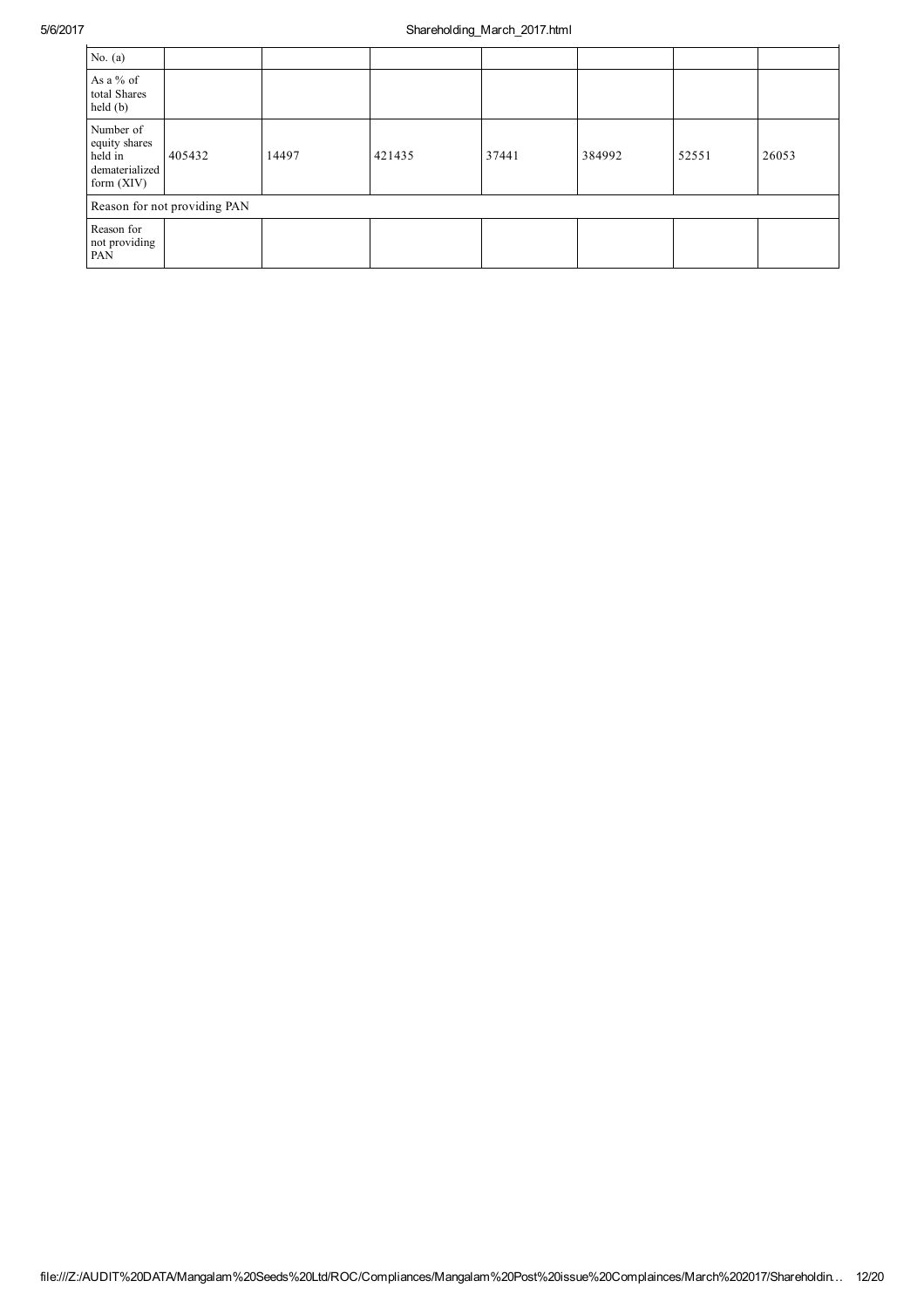| No. (a) | | | | | | | |
|---|---|---|---|---|---|---|---|
| As a % of total Shares held (b) | | | | | | | |
| Number of equity shares held in dematerialized form (XIV) | 405432 | 14497 | 421435 | 37441 | 384992 | 52551 | 26053 |
| Reason for not providing PAN | | | | | | | |
| Reason for not providing PAN | | | | | | | |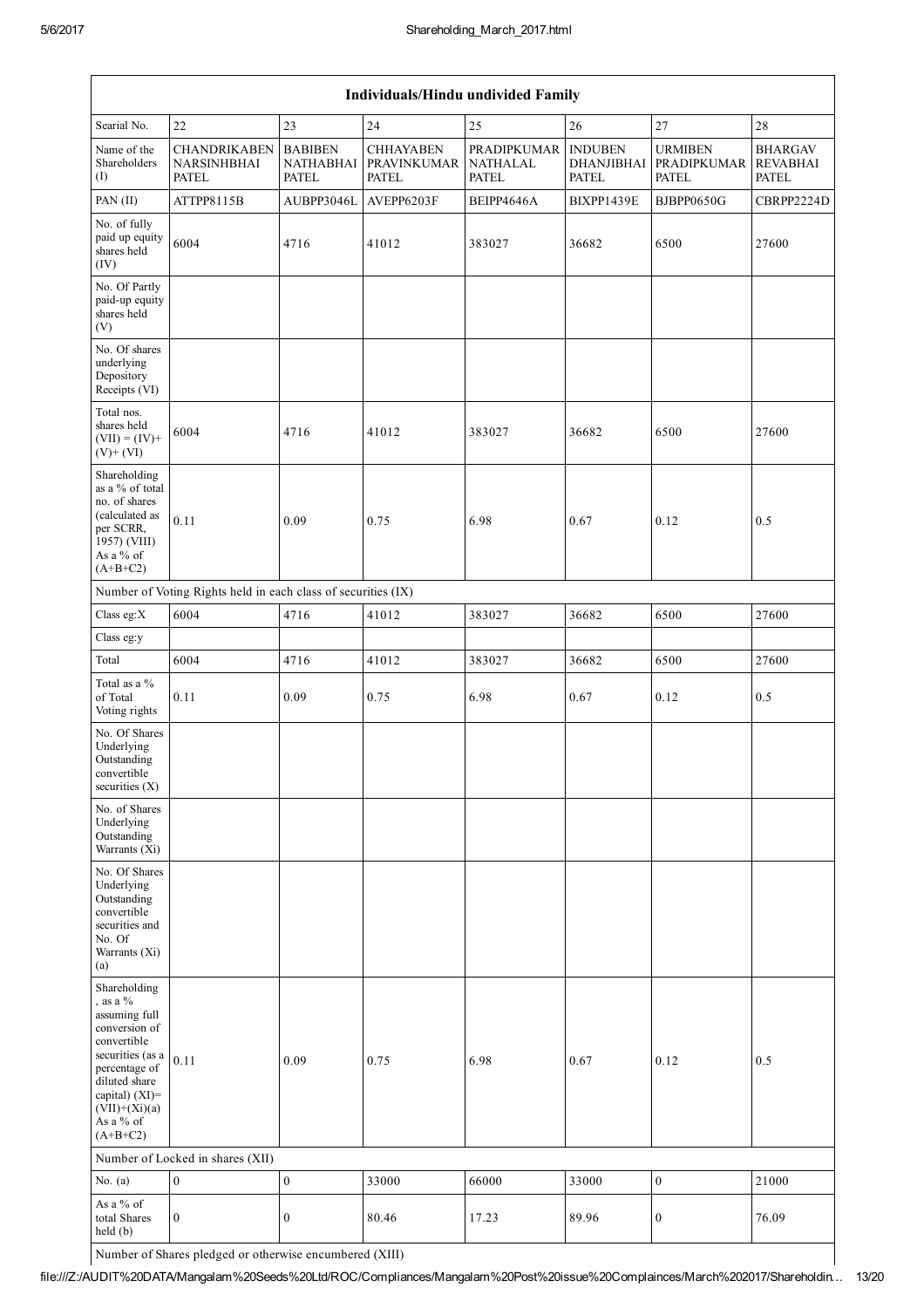| Individuals/Hindu undivided Family | | | | | | | |
|---|---|---|---|---|---|---|---|
| Searial No. | 22 | 23 | 24 | 25 | 26 | 27 | 28 |
| Name of the Shareholders (I) | CHANDRIKABEN NARSINHBHAI PATEL | BABIBEN NATHABHAI PATEL | CHHAYABEN PRAVINKUMAR PATEL | PRADIPKUMAR NATHALAL PATEL | INDUBEN DHANJIBHAI PATEL | URMIBEN PRADIPKUMAR PATEL | BHARGAV REVABHAI PATEL |
| PAN (II) | ATTPP8115B | AUBPP3046L | AVEPP6203F | BEIPP4646A | BIXPP1439E | BJBPP0650G | CBRPP2224D |
| No. of fully paid up equity shares held (IV) | 6004 | 4716 | 41012 | 383027 | 36682 | 6500 | 27600 |
| No. Of Partly paid-up equity shares held (V) | | | | | | | |
| No. Of shares underlying Depository Receipts (VI) | | | | | | | |
| Total nos. shares held (VII) = (IV)+ (V)+ (VI) | 6004 | 4716 | 41012 | 383027 | 36682 | 6500 | 27600 |
| Shareholding as a % of total no. of shares (calculated as per SCRR, 1957) (VIII) As a % of (A+B+C2) | 0.11 | 0.09 | 0.75 | 6.98 | 0.67 | 0.12 | 0.5 |
| Number of Voting Rights held in each class of securities (IX) | | | | | | | |
| Class eg:X | 6004 | 4716 | 41012 | 383027 | 36682 | 6500 | 27600 |
| Class eg:y | | | | | | | |
| Total | 6004 | 4716 | 41012 | 383027 | 36682 | 6500 | 27600 |
| Total as a % of Total Voting rights | 0.11 | 0.09 | 0.75 | 6.98 | 0.67 | 0.12 | 0.5 |
| No. Of Shares Underlying Outstanding convertible securities (X) | | | | | | | |
| No. of Shares Underlying Outstanding Warrants (Xi) | | | | | | | |
| No. Of Shares Underlying Outstanding convertible securities and No. Of Warrants (Xi) (a) | | | | | | | |
| Shareholding , as a % assuming full conversion of convertible securities (as a percentage of diluted share capital) (XI)= (VII)+(Xi)(a) As a % of (A+B+C2) | 0.11 | 0.09 | 0.75 | 6.98 | 0.67 | 0.12 | 0.5 |
| Number of Locked in shares (XII) | | | | | | | |
| No. (a) | 0 | 0 | 33000 | 66000 | 33000 | 0 | 21000 |
| As a % of total Shares held (b) | 0 | 0 | 80.46 | 17.23 | 89.96 | 0 | 76.09 |
| Number of Shares pledged or otherwise encumbered (XIII) | | | | | | | |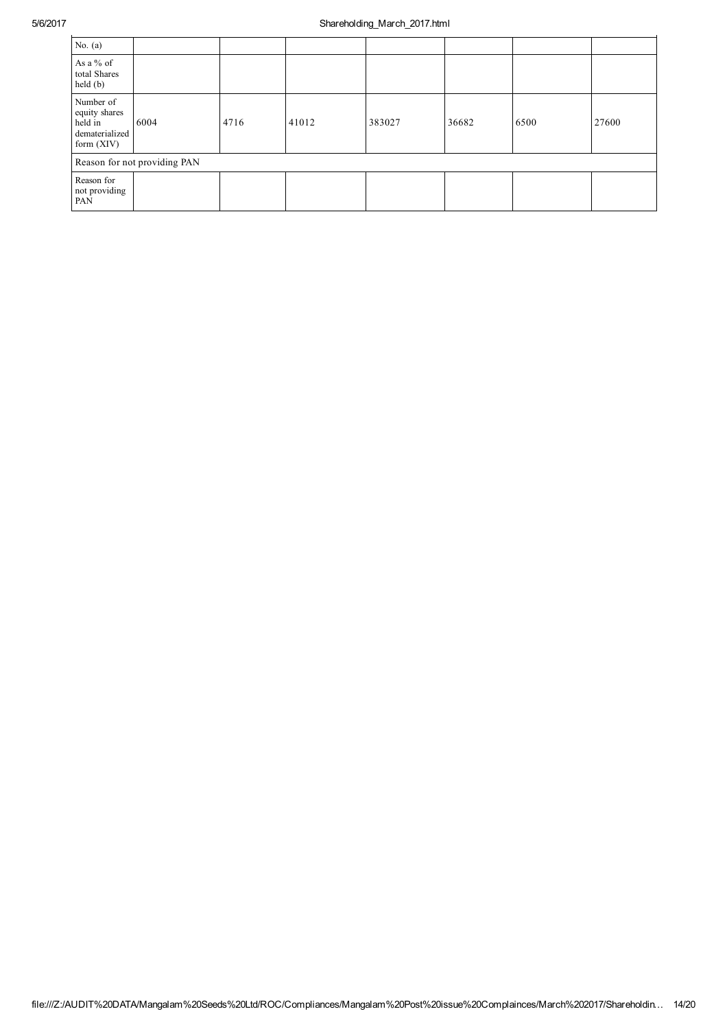| No. (a) | | | | | | | |
|---|---|---|---|---|---|---|---|
| As a % of total Shares held (b) | | | | | | | |
| Number of equity shares held in dematerialized form (XIV) | 6004 | 4716 | 41012 | 383027 | 36682 | 6500 | 27600 |
| Reason for not providing PAN | | | | | | | |
| Reason for not providing PAN | | | | | | | |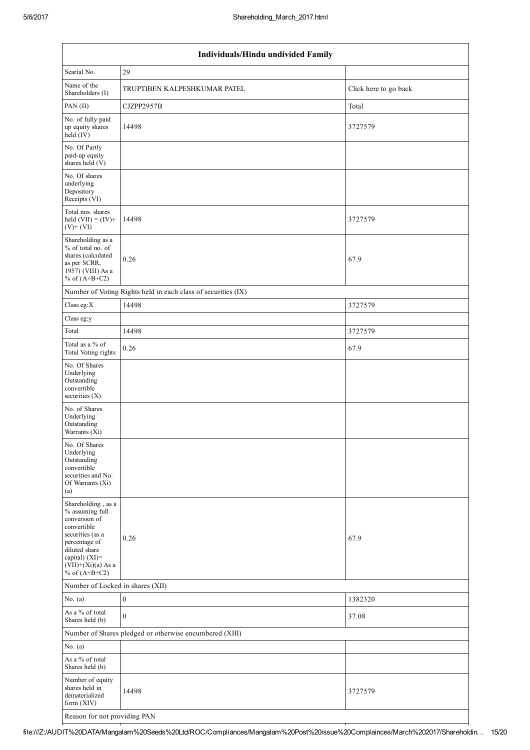| Individuals/Hindu undivided Family | | |
|---|---|---|
| Searial No. | 29 | |
| Name of the Shareholders (I) | TRUPTIBEN KALPESHKUMAR PATEL | Click here to go back |
| PAN (II) | CJZPP2957B | Total |
| No. of fully paid up equity shares held (IV) | 14498 | 3727579 |
| No. Of Partly paid-up equity shares held (V) | | |
| No. Of shares underlying Depository Receipts (VI) | | |
| Total nos. shares held (VII) = (IV)+ (V)+ (VI) | 14498 | 3727579 |
| Shareholding as a % of total no. of shares (calculated as per SCRR, 1957) (VIII) As a % of (A+B+C2) | 0.26 | 67.9 |
| Number of Voting Rights held in each class of securities (IX) | | |
| Class eg:X | 14498 | 3727579 |
| Class eg:y | | |
| Total | 14498 | 3727579 |
| Total as a % of Total Voting rights | 0.26 | 67.9 |
| No. Of Shares Underlying Outstanding convertible securities (X) | | |
| No. of Shares Underlying Outstanding Warrants (Xi) | | |
| No. Of Shares Underlying Outstanding convertible securities and No. Of Warrants (Xi) (a) | | |
| Shareholding , as a % assuming full conversion of convertible securities (as a percentage of diluted share capital) (XI)= (VII)+(Xi)(a) As a % of (A+B+C2) | 0.26 | 67.9 |
| Number of Locked in shares (XII) | | |
| No. (a) | 0 | 1382320 |
| As a % of total Shares held (b) | 0 | 37.08 |
| Number of Shares pledged or otherwise encumbered (XIII) | | |
| No. (a) | | |
| As a % of total Shares held (b) | | |
| Number of equity shares held in dematerialized form (XIV) | 14498 | 3727579 |
| Reason for not providing PAN | | |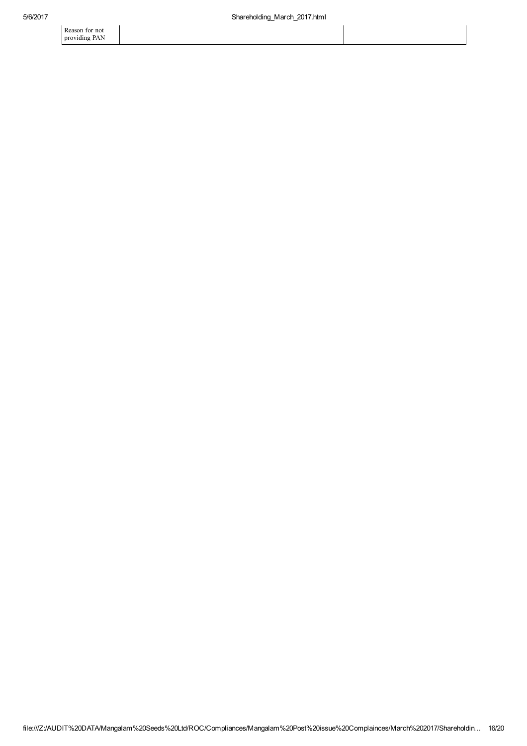| Reason for not providing PAN | | |
| --- | --- | --- |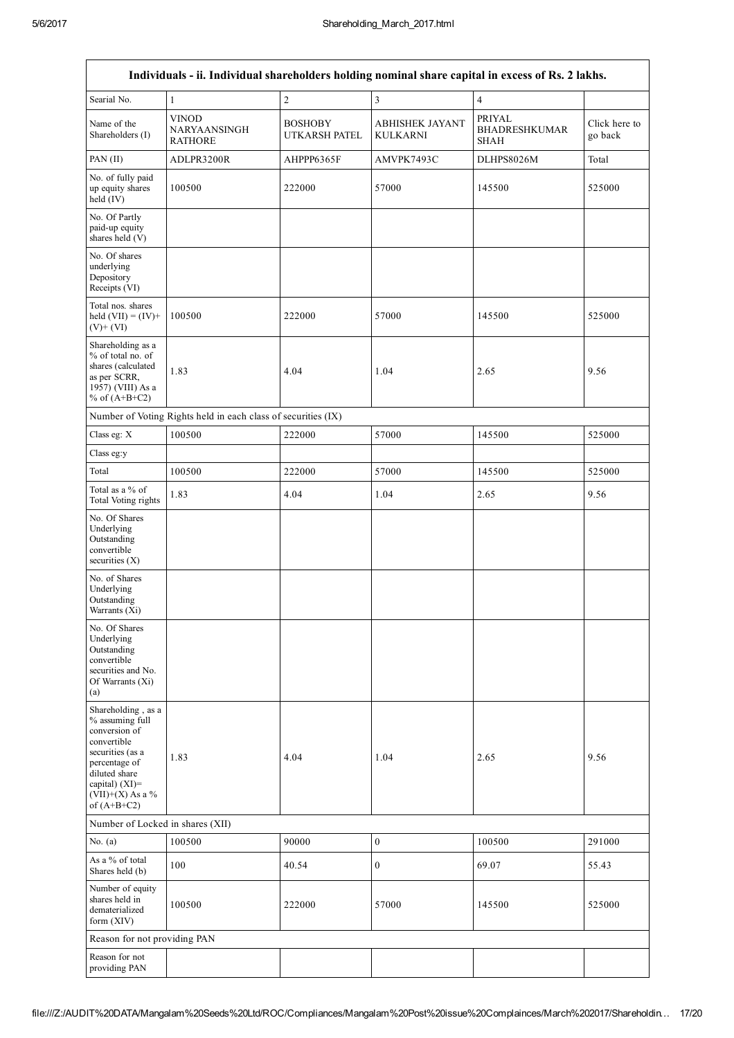| Individuals - ii. Individual shareholders holding nominal share capital in excess of Rs. 2 lakhs. | | | | | |
|---|---|---|---|---|---|
| Searial No. | 1 | 2 | 3 | 4 | |
| Name of the Shareholders (I) | VINOD NARYAANSINGH RATHORE | BOSHOBY UTKARSH PATEL | ABHISHEK JAYANT KULKARNI | PRIYAL BHADRESHKUMAR SHAH | Click here to go back |
| PAN (II) | ADLPR3200R | AHPPP6365F | AMVPK7493C | DLHPS8026M | Total |
| No. of fully paid up equity shares held (IV) | 100500 | 222000 | 57000 | 145500 | 525000 |
| No. Of Partly paid-up equity shares held (V) | | | | | |
| No. Of shares underlying Depository Receipts (VI) | | | | | |
| Total nos. shares held (VII) = (IV)+(V)+ (VI) | 100500 | 222000 | 57000 | 145500 | 525000 |
| Shareholding as a % of total no. of shares (calculated as per SCRR, 1957) (VIII) As a % of (A+B+C2) | 1.83 | 4.04 | 1.04 | 2.65 | 9.56 |
| Number of Voting Rights held in each class of securities (IX) | | | | | |
| Class eg: X | 100500 | 222000 | 57000 | 145500 | 525000 |
| Class eg:y | | | | | |
| Total | 100500 | 222000 | 57000 | 145500 | 525000 |
| Total as a % of Total Voting rights | 1.83 | 4.04 | 1.04 | 2.65 | 9.56 |
| No. Of Shares Underlying Outstanding convertible securities (X) | | | | | |
| No. of Shares Underlying Outstanding Warrants (Xi) | | | | | |
| No. Of Shares Underlying Outstanding convertible securities and No. Of Warrants (Xi) (a) | | | | | |
| Shareholding , as a % assuming full conversion of convertible securities (as a percentage of diluted share capital) (XI)= (VII)+(X) As a % of (A+B+C2) | 1.83 | 4.04 | 1.04 | 2.65 | 9.56 |
| Number of Locked in shares (XII) | | | | | |
| No. (a) | 100500 | 90000 | 0 | 100500 | 291000 |
| As a % of total Shares held (b) | 100 | 40.54 | 0 | 69.07 | 55.43 |
| Number of equity shares held in dematerialized form (XIV) | 100500 | 222000 | 57000 | 145500 | 525000 |
| Reason for not providing PAN | | | | | |
| Reason for not providing PAN | | | | | |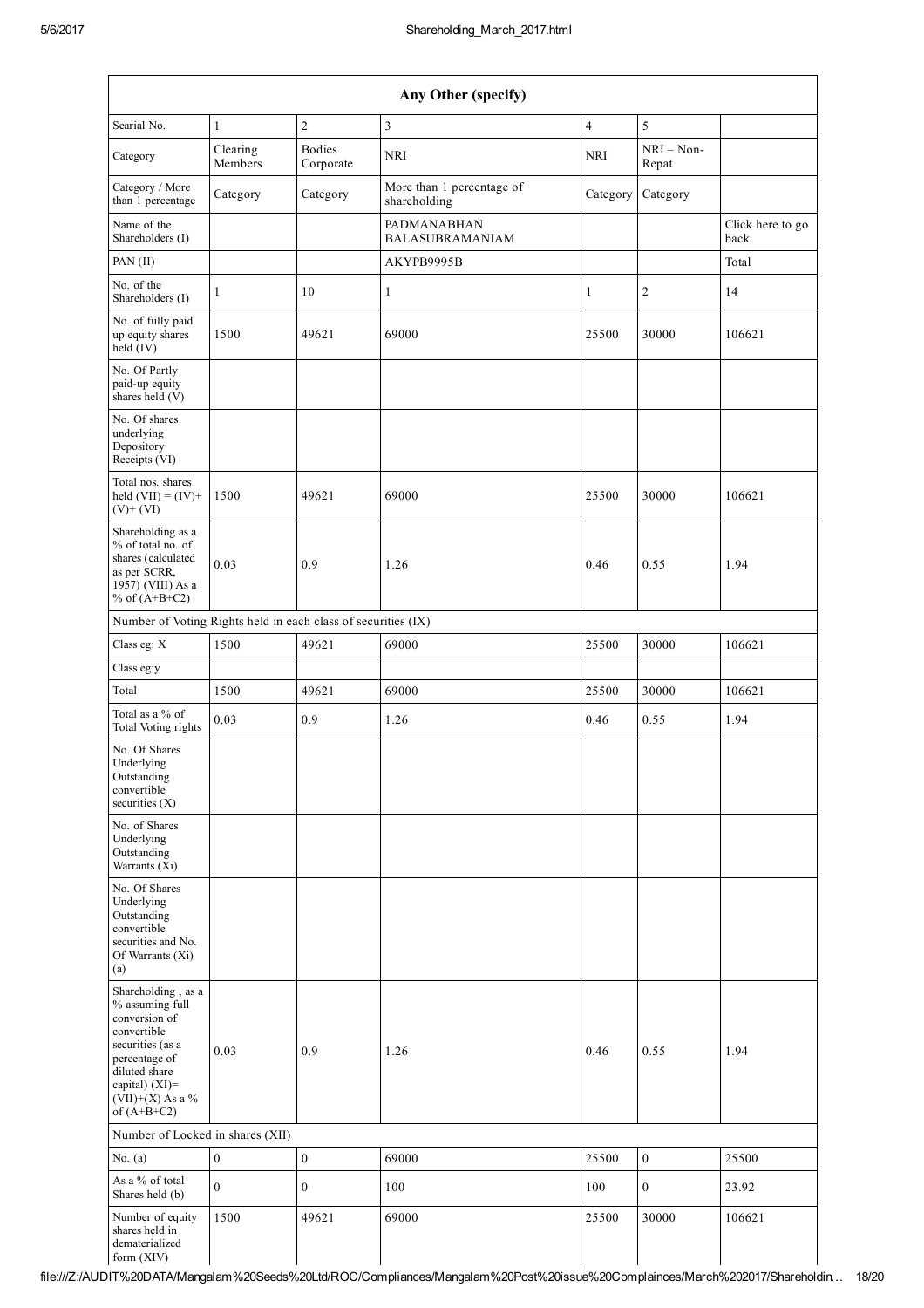| Any Other (specify) | | | | | | |
|---|---|---|---|---|---|---|
| Searial No. | 1 | 2 | 3 | 4 | 5 | |
| Category | Clearing Members | Bodies Corporate | NRI | NRI | NRI – Non-Repat | |
| Category / More than 1 percentage | Category | Category | More than 1 percentage of shareholding | Category | Category | |
| Name of the Shareholders (I) | | | PADMANABHAN BALASUBRAMANIAM | | | Click here to go back |
| PAN (II) | | | AKYPB9995B | | | Total |
| No. of the Shareholders (I) | 1 | 10 | 1 | 1 | 2 | 14 |
| No. of fully paid up equity shares held (IV) | 1500 | 49621 | 69000 | 25500 | 30000 | 106621 |
| No. Of Partly paid-up equity shares held (V) | | | | | | |
| No. Of shares underlying Depository Receipts (VI) | | | | | | |
| Total nos. shares held (VII) = (IV)+ (V)+ (VI) | 1500 | 49621 | 69000 | 25500 | 30000 | 106621 |
| Shareholding as a % of total no. of shares (calculated as per SCRR, 1957) (VIII) As a % of (A+B+C2) | 0.03 | 0.9 | 1.26 | 0.46 | 0.55 | 1.94 |
| Number of Voting Rights held in each class of securities (IX) | | | | | | |
| Class eg: X | 1500 | 49621 | 69000 | 25500 | 30000 | 106621 |
| Class eg:y | | | | | | |
| Total | 1500 | 49621 | 69000 | 25500 | 30000 | 106621 |
| Total as a % of Total Voting rights | 0.03 | 0.9 | 1.26 | 0.46 | 0.55 | 1.94 |
| No. Of Shares Underlying Outstanding convertible securities (X) | | | | | | |
| No. of Shares Underlying Outstanding Warrants (Xi) | | | | | | |
| No. Of Shares Underlying Outstanding convertible securities and No. Of Warrants (Xi) (a) | | | | | | |
| Shareholding , as a % assuming full conversion of convertible securities (as a percentage of diluted share capital) (XI)= (VII)+(X) As a % of (A+B+C2) | 0.03 | 0.9 | 1.26 | 0.46 | 0.55 | 1.94 |
| Number of Locked in shares (XII) | | | | | | |
| No. (a) | 0 | 0 | 69000 | 25500 | 0 | 25500 |
| As a % of total Shares held (b) | 0 | 0 | 100 | 100 | 0 | 23.92 |
| Number of equity shares held in dematerialized form (XIV) | 1500 | 49621 | 69000 | 25500 | 30000 | 106621 |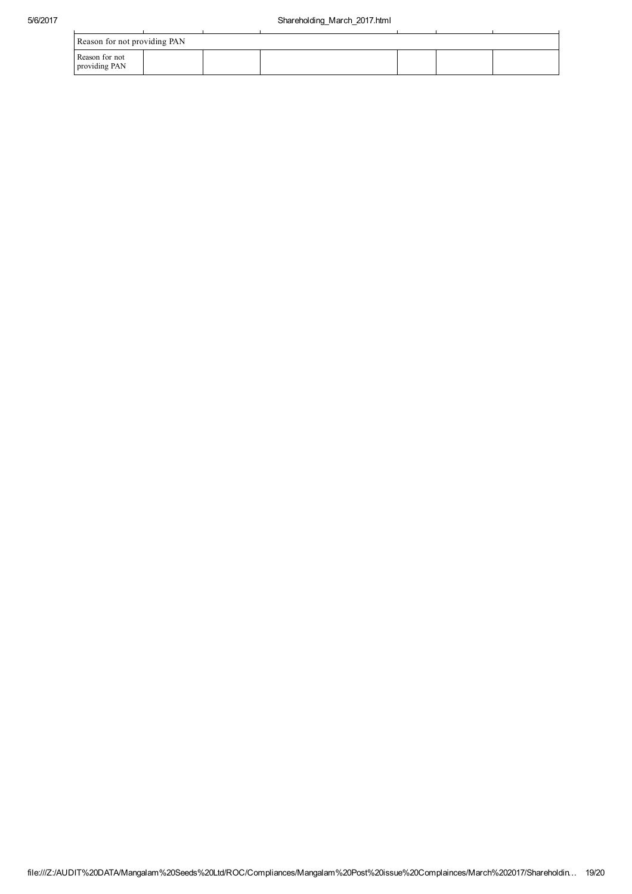| Reason for not providing PAN | | | | | | |
|---|---|---|---|---|---|---|
| Reason for not providing PAN | | | | | | |